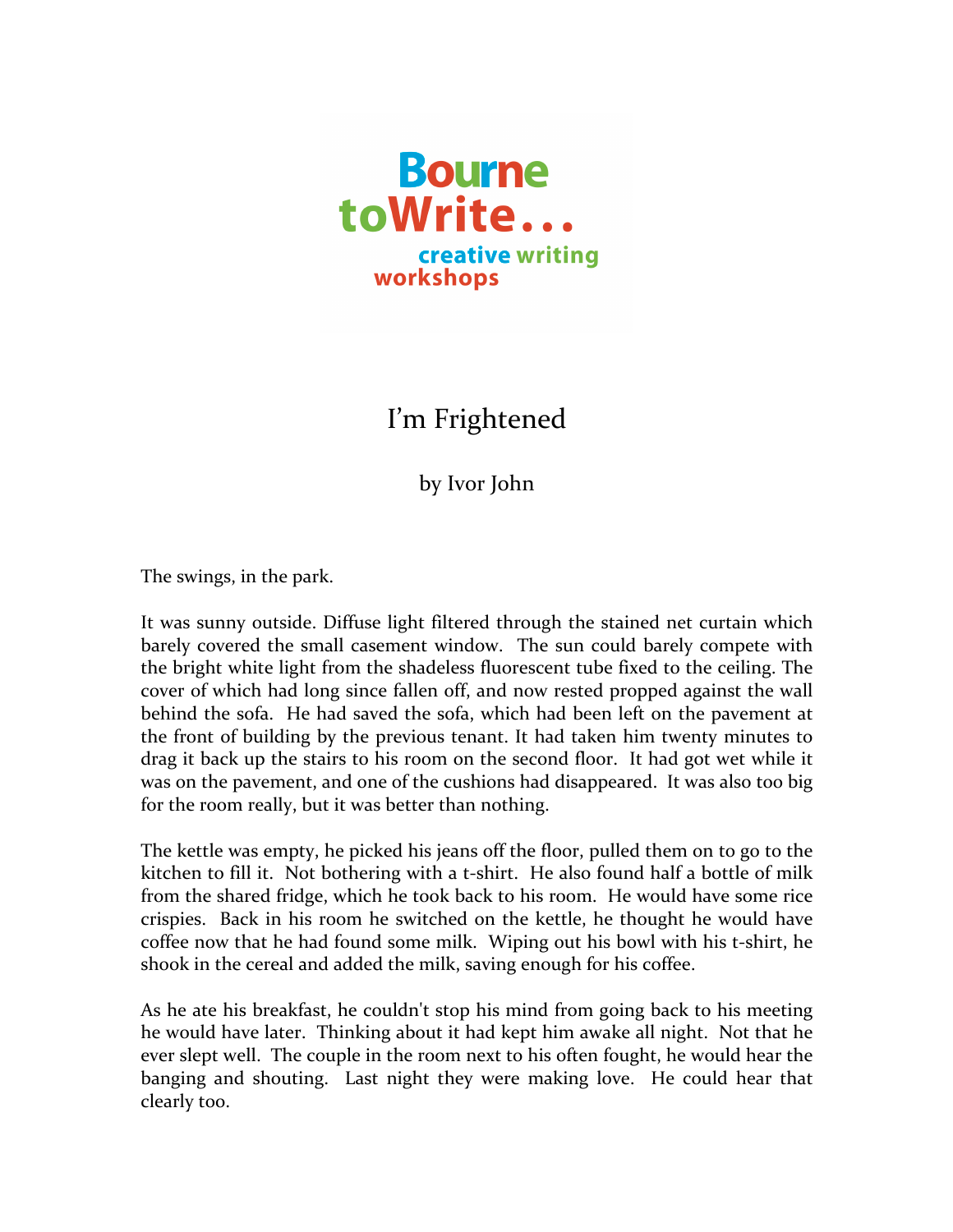**Bourne toWrite... creative writing workshops**

# I'm Frightened

by Ivor John

The swings, in the park.

It was sunny outside. Diffuse light filtered through the stained net curtain which barely covered the small casement window. The sun could barely compete with the bright white light from the shadeless fluorescent tube fixed to the ceiling. The cover of which had long since fallen off, and now rested propped against the wall behind the sofa. He had saved the sofa, which had been left on the pavement at the front of building by the previous tenant. It had taken him twenty minutes to drag it back up the stairs to his room on the second floor. It had got wet while it was on the pavement, and one of the cushions had disappeared. It was also too big for the room really, but it was better than nothing.

The kettle was empty, he picked his jeans off the floor, pulled them on to go to the kitchen to fill it. Not bothering with a t-shirt. He also found half a bottle of milk from the shared fridge, which he took back to his room. He would have some rice crispies. Back in his room he switched on the kettle, he thought he would have coffee now that he had found some milk. Wiping out his bowl with his t-shirt, he shook in the cereal and added the milk, saving enough for his coffee.

As he ate his breakfast, he couldn't stop his mind from going back to his meeting he would have later. Thinking about it had kept him awake all night. Not that he ever slept well. The couple in the room next to his often fought, he would hear the banging and shouting. Last night they were making love. He could hear that clearly too.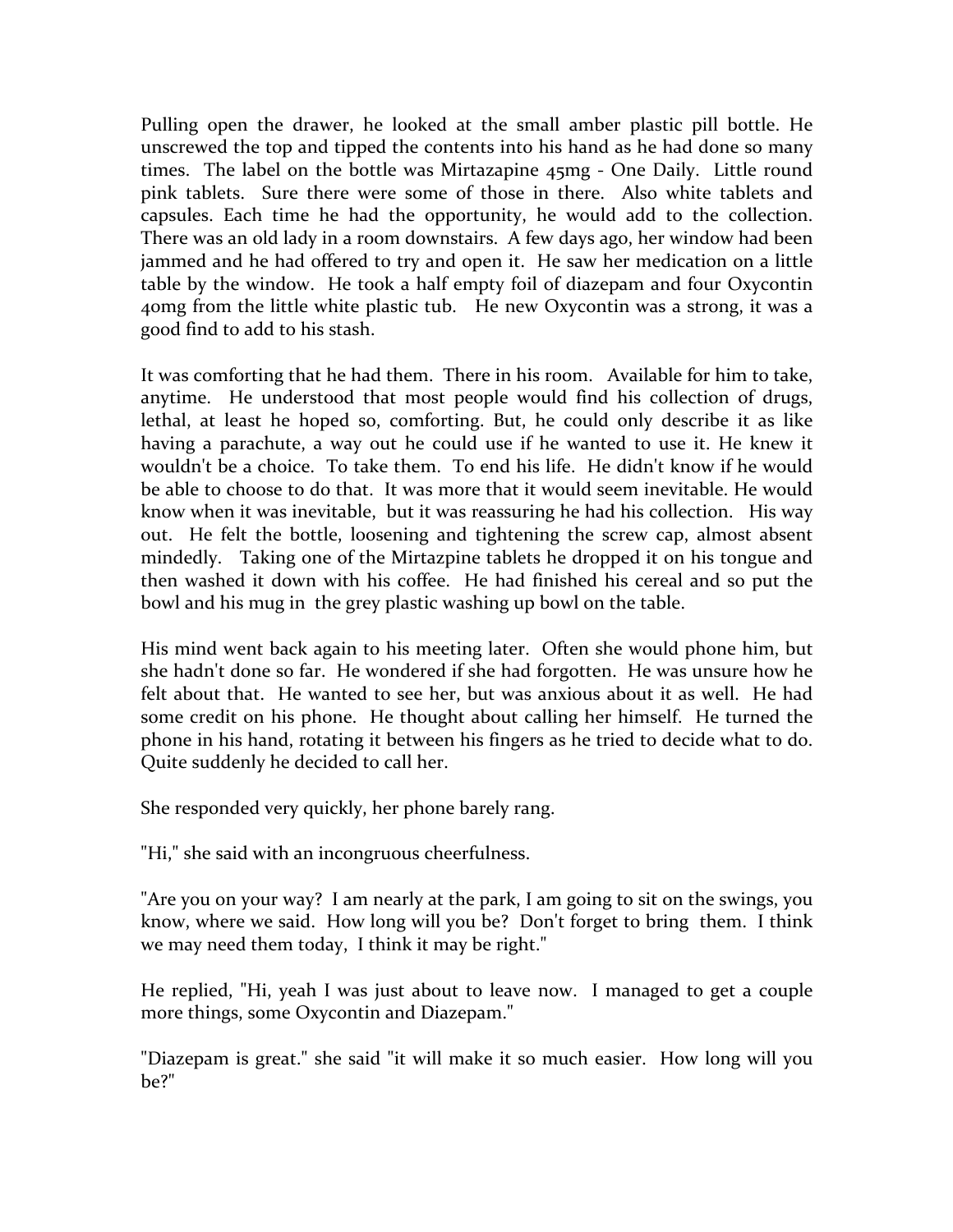Pulling open the drawer, he looked at the small amber plastic pill bottle. He unscrewed the top and tipped the contents into his hand as he had done so many times. The label on the bottle was Mirtazapine 45mg - One Daily. Little round pink tablets. Sure there were some of those in there. Also white tablets and capsules. Each time he had the opportunity, he would add to the collection. There was an old lady in a room downstairs. A few days ago, her window had been jammed and he had offered to try and open it. He saw her medication on a little table by the window. He took a half empty foil of diazepam and four Oxycontin 40mg from the little white plastic tub. He new Oxycontin was a strong, it was a good find to add to his stash.

It was comforting that he had them. There in his room. Available for him to take, anytime. He understood that most people would find his collection of drugs, lethal, at least he hoped so, comforting. But, he could only describe it as like having a parachute, a way out he could use if he wanted to use it. He knew it wouldn't be a choice. To take them. To end his life. He didn't know if he would be able to choose to do that. It was more that it would seem inevitable. He would know when it was inevitable, but it was reassuring he had his collection. His way out. He felt the bottle, loosening and tightening the screw cap, almost absent mindedly. Taking one of the Mirtazpine tablets he dropped it on his tongue and then washed it down with his coffee. He had finished his cereal and so put the bowl and his mug in the grey plastic washing up bowl on the table.

His mind went back again to his meeting later. Often she would phone him, but she hadn't done so far. He wondered if she had forgotten. He was unsure how he felt about that. He wanted to see her, but was anxious about it as well. He had some credit on his phone. He thought about calling her himself. He turned the phone in his hand, rotating it between his fingers as he tried to decide what to do. Quite suddenly he decided to call her.

She responded very quickly, her phone barely rang.

"Hi," she said with an incongruous cheerfulness.

"Are you on your way? I am nearly at the park, I am going to sit on the swings, you know, where we said. How long will you be? Don't forget to bring them. I think we may need them today, I think it may be right."

He replied, "Hi, yeah I was just about to leave now. I managed to get a couple more things, some Oxycontin and Diazepam."

"Diazepam is great." she said "it will make it so much easier. How long will you be?"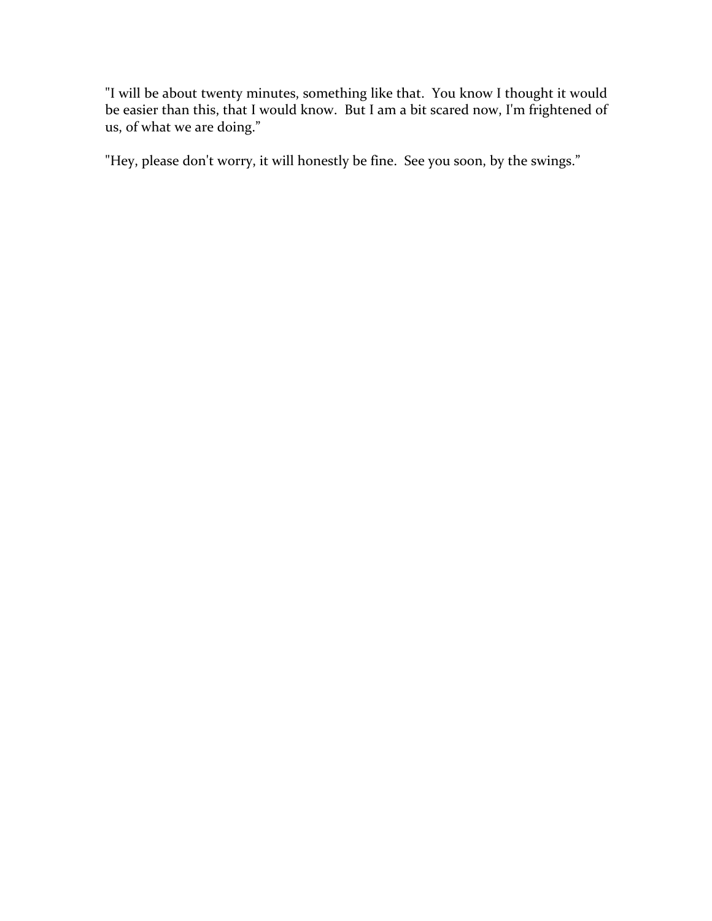"I will be about twenty minutes, something like that.  You know I thought it would be easier than this, that I would know.  But I am a bit scared now, I'm frightened of us, of what we are doing."

"Hey, please don't worry, it will honestly be fine.  See you soon, by the swings."